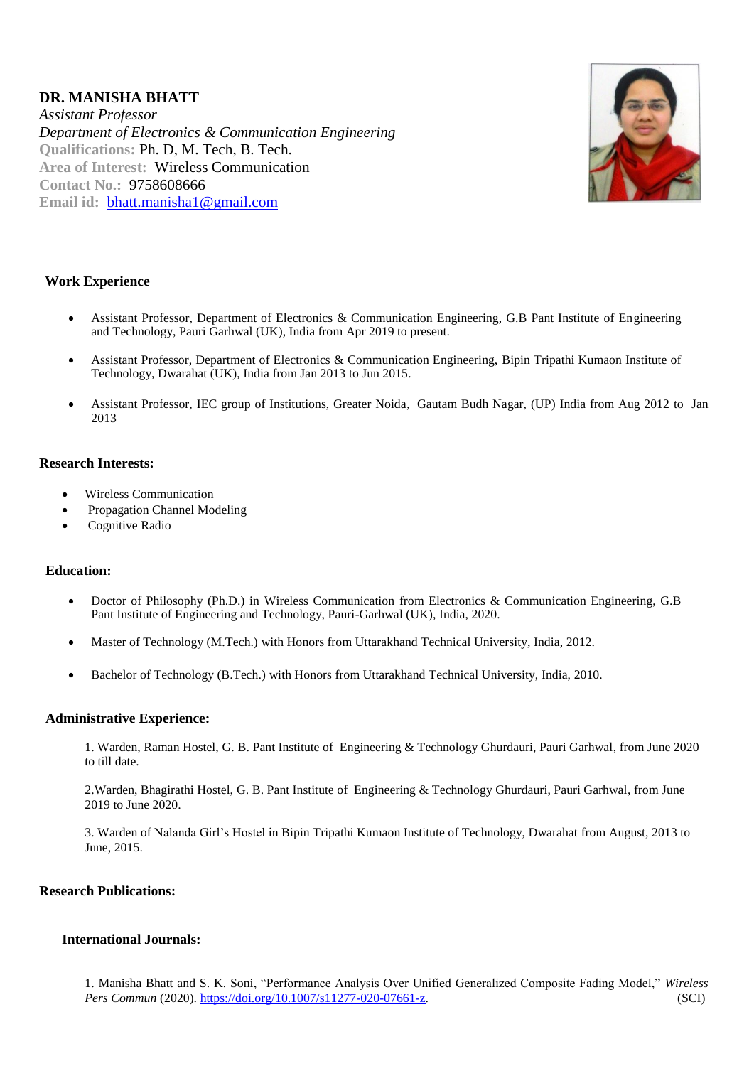**DR. MANISHA BHATT**
*Assistant Professor*
*Department of Electronics & Communication Engineering*
**Qualifications:** Ph. D, M. Tech, B. Tech.
**Area of Interest:** Wireless Communication
**Contact No.:** 9758608666
**Email id:** bhatt.manisha1@gmail.com

## Work Experience

- Assistant Professor, Department of Electronics & Communication Engineering, G.B Pant Institute of Engineering and Technology, Pauri Garhwal (UK), India from Apr 2019 to present.
- Assistant Professor, Department of Electronics & Communication Engineering, Bipin Tripathi Kumaon Institute of Technology, Dwarahat (UK), India from Jan 2013 to Jun 2015.
- Assistant Professor, IEC group of Institutions, Greater Noida, Gautam Budh Nagar, (UP) India from Aug 2012 to Jan 2013

## Research Interests:

- Wireless Communication
- Propagation Channel Modeling
- Cognitive Radio

## Education:

- Doctor of Philosophy (Ph.D.) in Wireless Communication from Electronics & Communication Engineering, G.B Pant Institute of Engineering and Technology, Pauri-Garhwal (UK), India, 2020.
- Master of Technology (M.Tech.) with Honors from Uttarakhand Technical University, India, 2012.
- Bachelor of Technology (B.Tech.) with Honors from Uttarakhand Technical University, India, 2010.

## Administrative Experience:

1. Warden, Raman Hostel, G. B. Pant Institute of Engineering & Technology Ghurdauri, Pauri Garhwal, from June 2020 to till date.

2. Warden, Bhagirathi Hostel, G. B. Pant Institute of Engineering & Technology Ghurdauri, Pauri Garhwal, from June 2019 to June 2020.

3. Warden of Nalanda Girl's Hostel in Bipin Tripathi Kumaon Institute of Technology, Dwarahat from August, 2013 to June, 2015.

## Research Publications:

### International Journals:

1. Manisha Bhatt and S. K. Soni, "Performance Analysis Over Unified Generalized Composite Fading Model," *Wireless Pers Commun* (2020). https://doi.org/10.1007/s11277-020-07661-z. (SCI)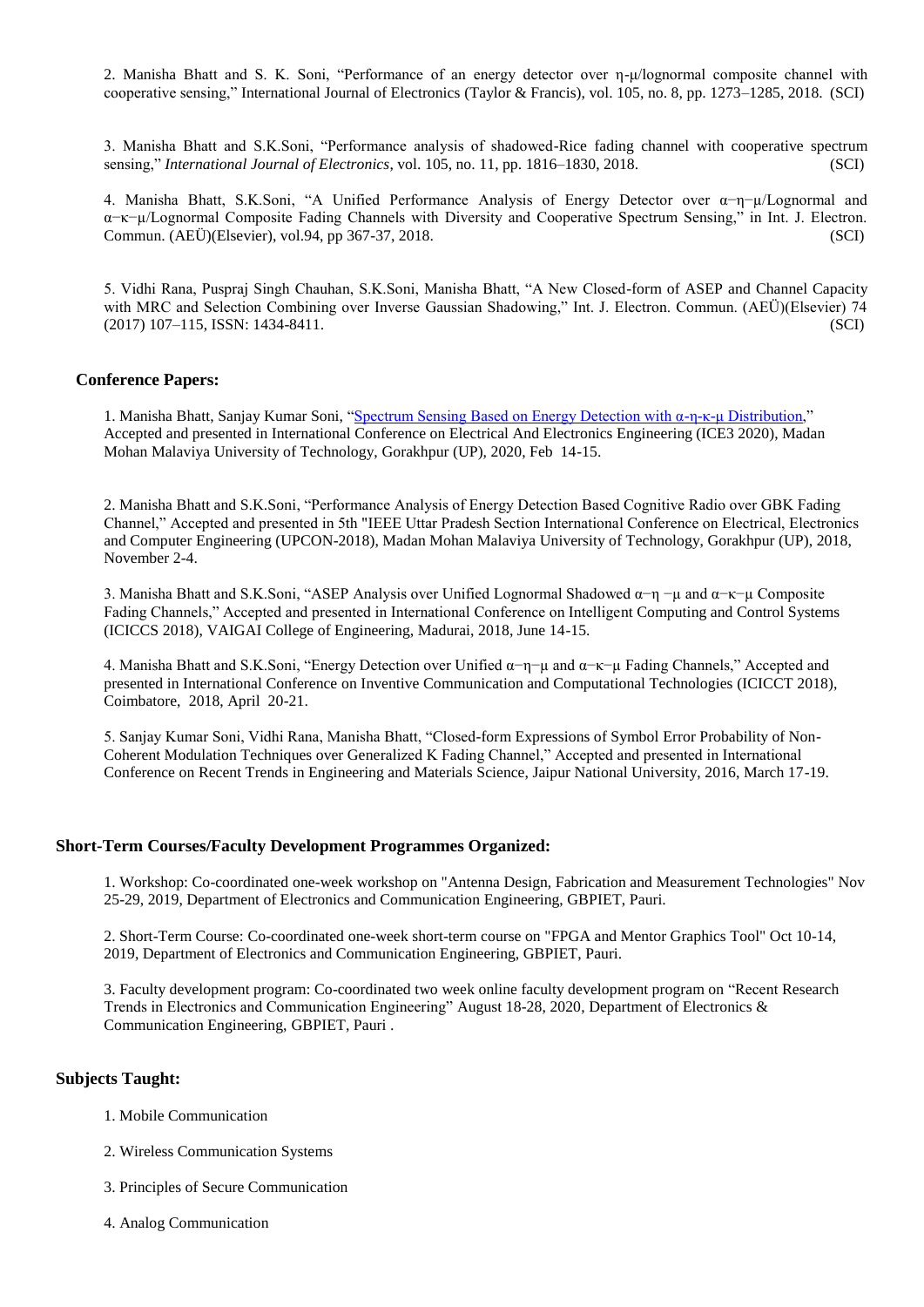2. Manisha Bhatt and S. K. Soni, "Performance of an energy detector over η-μ/lognormal composite channel with cooperative sensing," International Journal of Electronics (Taylor & Francis), vol. 105, no. 8, pp. 1273–1285, 2018. (SCI)

3. Manisha Bhatt and S.K.Soni, "Performance analysis of shadowed-Rice fading channel with cooperative spectrum sensing," *International Journal of Electronics*, vol. 105, no. 11, pp. 1816–1830, 2018. (SCI)

4. Manisha Bhatt, S.K.Soni, "A Unified Performance Analysis of Energy Detector over α−η−μ/Lognormal and α−κ−μ/Lognormal Composite Fading Channels with Diversity and Cooperative Spectrum Sensing," in Int. J. Electron. Commun. (AEÜ)(Elsevier), vol.94, pp 367-37, 2018. (SCI)

5. Vidhi Rana, Puspraj Singh Chauhan, S.K.Soni, Manisha Bhatt, "A New Closed-form of ASEP and Channel Capacity with MRC and Selection Combining over Inverse Gaussian Shadowing," Int. J. Electron. Commun. (AEÜ)(Elsevier) 74 (2017) 107–115, ISSN: 1434-8411. (SCI)

**Conference Papers:**

1. Manisha Bhatt, Sanjay Kumar Soni, "Spectrum Sensing Based on Energy Detection with α-η-κ-μ Distribution," Accepted and presented in International Conference on Electrical And Electronics Engineering (ICE3 2020), Madan Mohan Malaviya University of Technology, Gorakhpur (UP), 2020, Feb 14-15.

2. Manisha Bhatt and S.K.Soni, "Performance Analysis of Energy Detection Based Cognitive Radio over GBK Fading Channel," Accepted and presented in 5th "IEEE Uttar Pradesh Section International Conference on Electrical, Electronics and Computer Engineering (UPCON-2018), Madan Mohan Malaviya University of Technology, Gorakhpur (UP), 2018, November 2-4.

3. Manisha Bhatt and S.K.Soni, "ASEP Analysis over Unified Lognormal Shadowed α−η −μ and α−κ−μ Composite Fading Channels," Accepted and presented in International Conference on Intelligent Computing and Control Systems (ICICCS 2018), VAIGAI College of Engineering, Madurai, 2018, June 14-15.

4. Manisha Bhatt and S.K.Soni, "Energy Detection over Unified α−η−μ and α−κ−μ Fading Channels," Accepted and presented in International Conference on Inventive Communication and Computational Technologies (ICICCT 2018), Coimbatore, 2018, April 20-21.

5. Sanjay Kumar Soni, Vidhi Rana, Manisha Bhatt, "Closed-form Expressions of Symbol Error Probability of Non-Coherent Modulation Techniques over Generalized K Fading Channel," Accepted and presented in International Conference on Recent Trends in Engineering and Materials Science, Jaipur National University, 2016, March 17-19.

**Short-Term Courses/Faculty Development Programmes Organized:**

1. Workshop: Co-coordinated one-week workshop on "Antenna Design, Fabrication and Measurement Technologies" Nov 25-29, 2019, Department of Electronics and Communication Engineering, GBPIET, Pauri.

2. Short-Term Course: Co-coordinated one-week short-term course on "FPGA and Mentor Graphics Tool" Oct 10-14, 2019, Department of Electronics and Communication Engineering, GBPIET, Pauri.

3. Faculty development program: Co-coordinated two week online faculty development program on "Recent Research Trends in Electronics and Communication Engineering" August 18-28, 2020, Department of Electronics & Communication Engineering, GBPIET, Pauri .

**Subjects Taught:**

1. Mobile Communication
2. Wireless Communication Systems
3. Principles of Secure Communication
4. Analog Communication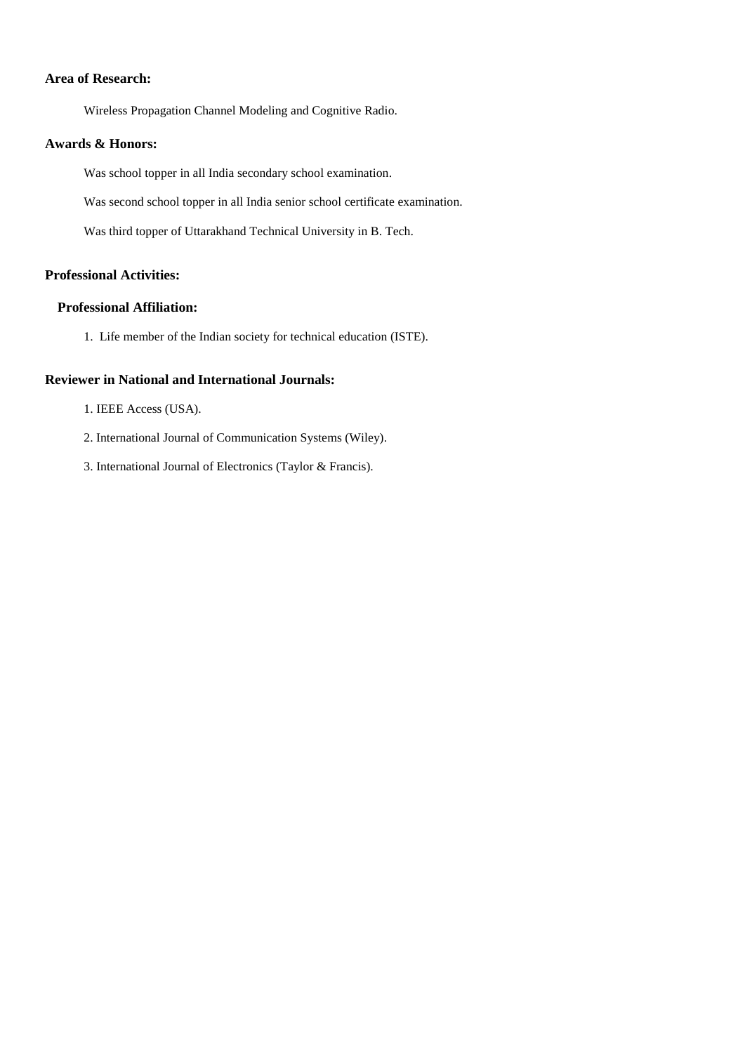## Area of Research:

Wireless Propagation Channel Modeling and Cognitive Radio.

## Awards & Honors:

Was school topper in all India secondary school examination.

Was second school topper in all India senior school certificate examination.

Was third topper of Uttarakhand Technical University in B. Tech.

## Professional Activities:

### Professional Affiliation:

1. Life member of the Indian society for technical education (ISTE).

## Reviewer in National and International Journals:

1. IEEE Access (USA).
2. International Journal of Communication Systems (Wiley).
3. International Journal of Electronics (Taylor & Francis).